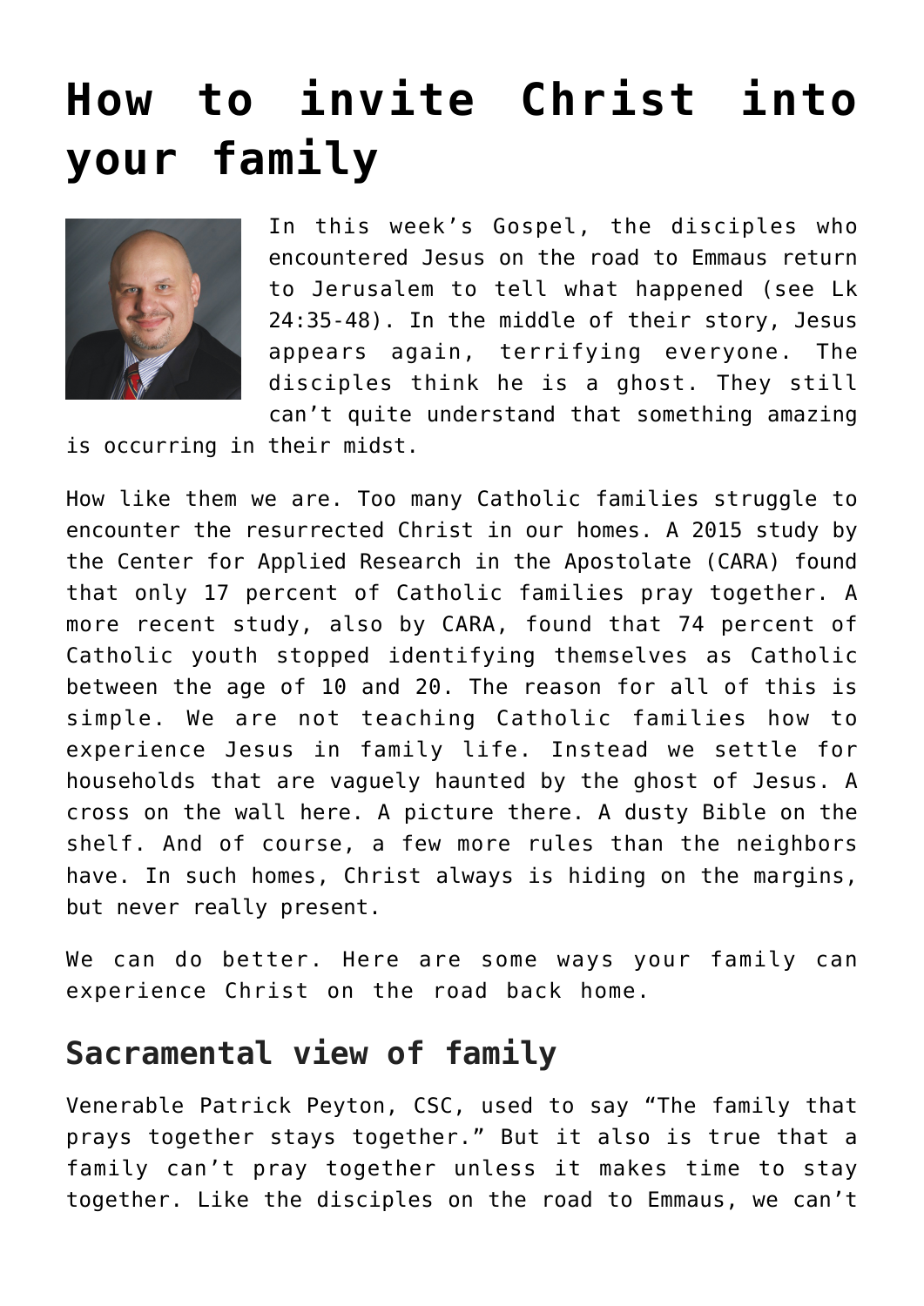# How to invite Christ into your family

In this week's Gospel, the disciples who encountered Jesus on the road to Emmaus return to Jerusalem to tell what happened (see Lk 24:35-48). In the middle of their story, Jesus appears again, terrifying everyone. The disciples think he is a ghost. They still can't quite understand that something amazing is occurring in their midst.

How like them we are. Too many Catholic families struggle to encounter the resurrected Christ in our homes. A 2015 study by the Center for Applied Research in the Apostolate (CARA) found that only 17 percent of Catholic families pray together. A more recent study, also by CARA, found that 74 percent of Catholic youth stopped identifying themselves as Catholic between the age of 10 and 20. The reason for all of this is simple. We are not teaching Catholic families how to experience Jesus in family life. Instead we settle for households that are vaguely haunted by the ghost of Jesus. A cross on the wall here. A picture there. A dusty Bible on the shelf. And of course, a few more rules than the neighbors have. In such homes, Christ always is hiding on the margins, but never really present.

We can do better. Here are some ways your family can experience Christ on the road back home.

## Sacramental view of family

Venerable Patrick Peyton, CSC, used to say "The family that prays together stays together." But it also is true that a family can't pray together unless it makes time to stay together. Like the disciples on the road to Emmaus, we can't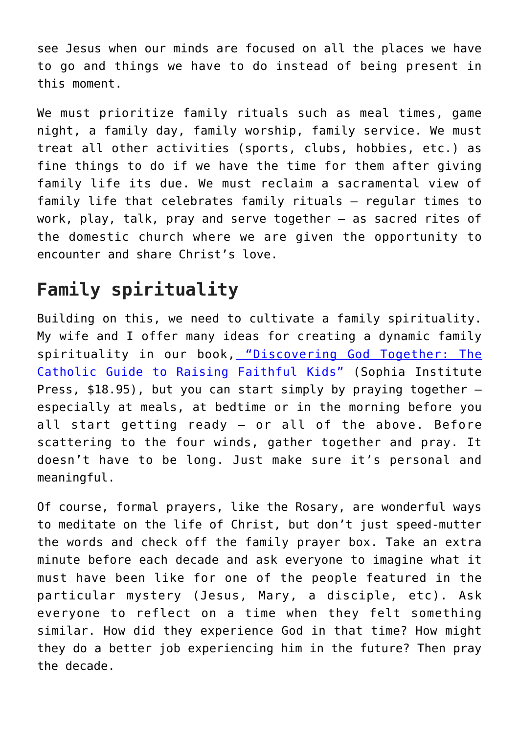see Jesus when our minds are focused on all the places we have to go and things we have to do instead of being present in this moment.

We must prioritize family rituals such as meal times, game night, a family day, family worship, family service. We must treat all other activities (sports, clubs, hobbies, etc.) as fine things to do if we have the time for them after giving family life its due. We must reclaim a sacramental view of family life that celebrates family rituals — regular times to work, play, talk, pray and serve together — as sacred rites of the domestic church where we are given the opportunity to encounter and share Christ's love.

## Family spirituality

Building on this, we need to cultivate a family spirituality. My wife and I offer many ideas for creating a dynamic family spirituality in our book, ["Discovering God Together: The Catholic Guide to Raising Faithful Kids"]() (Sophia Institute Press, $18.95), but you can start simply by praying together — especially at meals, at bedtime or in the morning before you all start getting ready — or all of the above. Before scattering to the four winds, gather together and pray. It doesn't have to be long. Just make sure it's personal and meaningful.

Of course, formal prayers, like the Rosary, are wonderful ways to meditate on the life of Christ, but don't just speed-mutter the words and check off the family prayer box. Take an extra minute before each decade and ask everyone to imagine what it must have been like for one of the people featured in the particular mystery (Jesus, Mary, a disciple, etc). Ask everyone to reflect on a time when they felt something similar. How did they experience God in that time? How might they do a better job experiencing him in the future? Then pray the decade.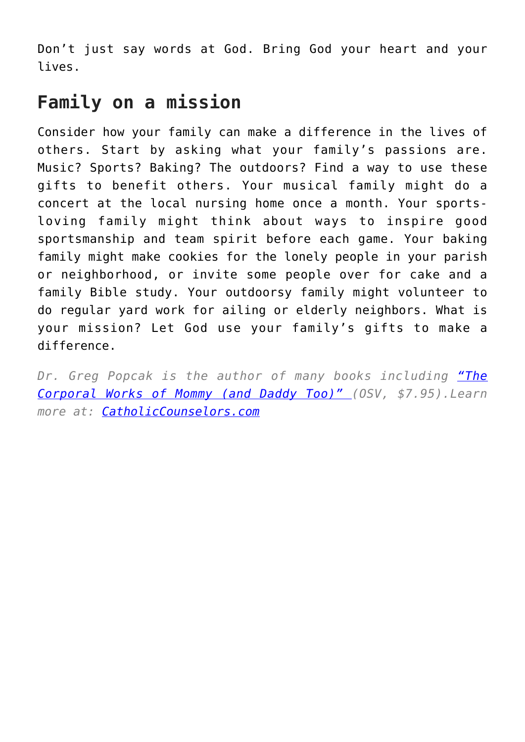Don’t just say words at God. Bring God your heart and your lives.

## Family on a mission

Consider how your family can make a difference in the lives of others. Start by asking what your family’s passions are. Music? Sports? Baking? The outdoors? Find a way to use these gifts to benefit others. Your musical family might do a concert at the local nursing home once a month. Your sports-loving family might think about ways to inspire good sportsmanship and team spirit before each game. Your baking family might make cookies for the lonely people in your parish or neighborhood, or invite some people over for cake and a family Bible study. Your outdoorsy family might volunteer to do regular yard work for ailing or elderly neighbors. What is your mission? Let God use your family’s gifts to make a difference.

*Dr. Greg Popcak is the author of many books including “The Corporal Works of Mommy (and Daddy Too)” (OSV, $7.95).Learn more at: CatholicCounselors.com*